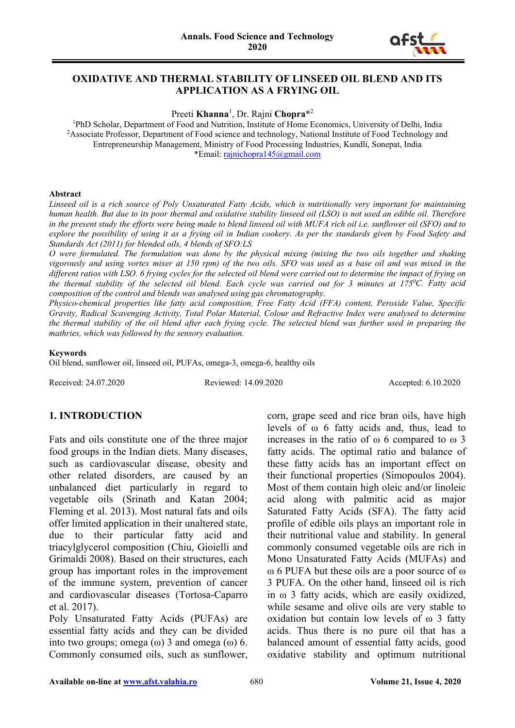# OXIDATIVE AND THERMAL STABILITY OF LINSEED OIL BLEND AND ITS APPLICATION AS A FRYING OIL

Preeti **Khanna**[1], Dr. Rajni **Chopra***[2]

[1]PhD Scholar, Department of Food and Nutrition, Institute of Home Economics, University of Delhi, India
[2]Associate Professor, Department of Food science and technology, National Institute of Food Technology and Entrepreneurship Management, Ministry of Food Processing Industries, Kundli, Sonepat, India
*Email: rajnichopra145@gmail.com

### Abstract

*Linseed oil is a rich source of Poly Unsaturated Fatty Acids, which is nutritionally very important for maintaining human health. But due to its poor thermal and oxidative stability linseed oil (LSO) is not used an edible oil. Therefore in the present study the efforts were being made to blend linseed oil with MUFA rich oil i.e. sunflower oil (SFO) and to explore the possibility of using it as a frying oil in Indian cookery. As per the standards given by Food Safety and Standards Act (2011) for blended oils, 4 blends of SFO:LS*

*O were formulated. The formulation was done by the physical mixing (mixing the two oils together and shaking vigorously and using vortex mixer at 150 rpm) of the two oils. SFO was used as a base oil and was mixed in the different ratios with LSO. 6 frying cycles for the selected oil blend were carried out to determine the impact of frying on the thermal stability of the selected oil blend. Each cycle was carried out for 3 minutes at 175$^0$C. Fatty acid composition of the control and blends was analysed using gas chromatography.*

*Physico-chemical properties like fatty acid composition, Free Fatty Acid (FFA) content, Peroxide Value, Specific Gravity, Radical Scavenging Activity, Total Polar Material, Colour and Refractive Index were analysed to determine the thermal stability of the oil blend after each frying cycle. The selected blend was further used in preparing the mathries, which was followed by the sensory evaluation.*

### Keywords

Oil blend, sunflower oil, linseed oil, PUFAs, omega-3, omega-6, healthy oils

Received: 24.07.2020 Reviewed: 14.09.2020 Accepted: 6.10.2020

## 1. INTRODUCTION

Fats and oils constitute one of the three major food groups in the Indian diets. Many diseases, such as cardiovascular disease, obesity and other related disorders, are caused by an unbalanced diet particularly in regard to vegetable oils (Srinath and Katan 2004; Fleming et al. 2013). Most natural fats and oils offer limited application in their unaltered state, due to their particular fatty acid and triacylglycerol composition (Chiu, Gioielli and Grimaldi 2008). Based on their structures, each group has important roles in the improvement of the immune system, prevention of cancer and cardiovascular diseases (Tortosa-Caparro et al. 2017).

Poly Unsaturated Fatty Acids (PUFAs) are essential fatty acids and they can be divided into two groups; omega (ω) 3 and omega (ω) 6. Commonly consumed oils, such as sunflower, corn, grape seed and rice bran oils, have high levels of ω 6 fatty acids and, thus, lead to increases in the ratio of ω 6 compared to ω 3 fatty acids. The optimal ratio and balance of these fatty acids has an important effect on their functional properties (Simopoulos 2004). Most of them contain high oleic and/or linoleic acid along with palmitic acid as major Saturated Fatty Acids (SFA). The fatty acid profile of edible oils plays an important role in their nutritional value and stability. In general commonly consumed vegetable oils are rich in Mono Unsaturated Fatty Acids (MUFAs) and ω 6 PUFA but these oils are a poor source of ω 3 PUFA. On the other hand, linseed oil is rich in ω 3 fatty acids, which are easily oxidized, while sesame and olive oils are very stable to oxidation but contain low levels of ω 3 fatty acids. Thus there is no pure oil that has a balanced amount of essential fatty acids, good oxidative stability and optimum nutritional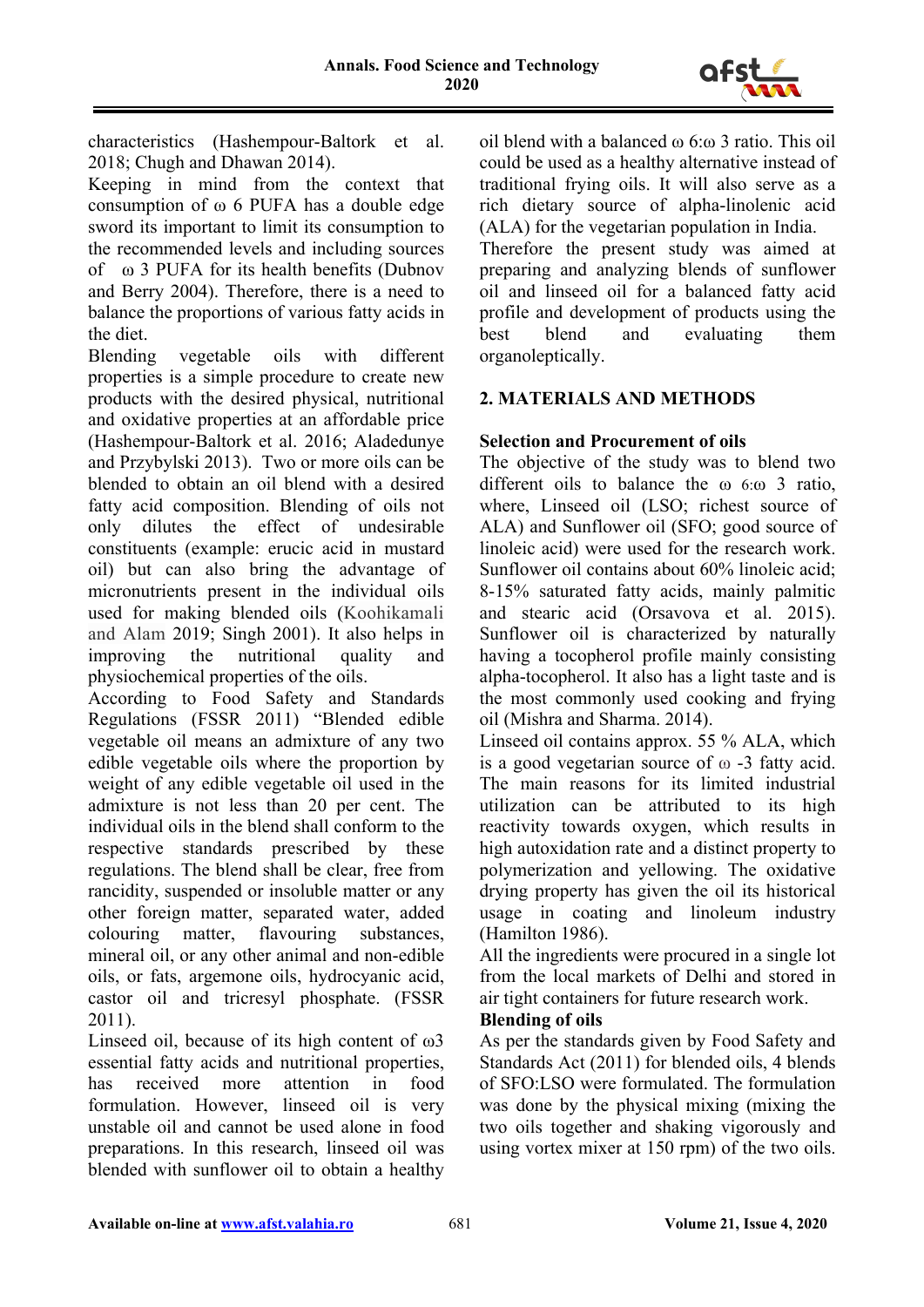characteristics (Hashempour-Baltork et al. 2018; Chugh and Dhawan 2014).

Keeping in mind from the context that consumption of ω 6 PUFA has a double edge sword its important to limit its consumption to the recommended levels and including sources of ω 3 PUFA for its health benefits (Dubnov and Berry 2004). Therefore, there is a need to balance the proportions of various fatty acids in the diet.

Blending vegetable oils with different properties is a simple procedure to create new products with the desired physical, nutritional and oxidative properties at an affordable price (Hashempour-Baltork et al. 2016; Aladedunye and Przybylski 2013). Two or more oils can be blended to obtain an oil blend with a desired fatty acid composition. Blending of oils not only dilutes the effect of undesirable constituents (example: erucic acid in mustard oil) but can also bring the advantage of micronutrients present in the individual oils used for making blended oils (Koohikamali and Alam 2019; Singh 2001). It also helps in improving the nutritional quality and physiochemical properties of the oils.

According to Food Safety and Standards Regulations (FSSR 2011) "Blended edible vegetable oil means an admixture of any two edible vegetable oils where the proportion by weight of any edible vegetable oil used in the admixture is not less than 20 per cent. The individual oils in the blend shall conform to the respective standards prescribed by these regulations. The blend shall be clear, free from rancidity, suspended or insoluble matter or any other foreign matter, separated water, added colouring matter, flavouring substances, mineral oil, or any other animal and non-edible oils, or fats, argemone oils, hydrocyanic acid, castor oil and tricresyl phosphate. (FSSR 2011).

Linseed oil, because of its high content of ω3 essential fatty acids and nutritional properties, has received more attention in food formulation. However, linseed oil is very unstable oil and cannot be used alone in food preparations. In this research, linseed oil was blended with sunflower oil to obtain a healthy oil blend with a balanced ω 6:ω 3 ratio. This oil could be used as a healthy alternative instead of traditional frying oils. It will also serve as a rich dietary source of alpha-linolenic acid (ALA) for the vegetarian population in India.

Therefore the present study was aimed at preparing and analyzing blends of sunflower oil and linseed oil for a balanced fatty acid profile and development of products using the best blend and evaluating them organoleptically.

## 2. MATERIALS AND METHODS

**Selection and Procurement of oils**

The objective of the study was to blend two different oils to balance the ω 6:ω 3 ratio, where, Linseed oil (LSO; richest source of ALA) and Sunflower oil (SFO; good source of linoleic acid) were used for the research work. Sunflower oil contains about 60% linoleic acid; 8-15% saturated fatty acids, mainly palmitic and stearic acid (Orsavova et al. 2015). Sunflower oil is characterized by naturally having a tocopherol profile mainly consisting alpha-tocopherol. It also has a light taste and is the most commonly used cooking and frying oil (Mishra and Sharma. 2014).

Linseed oil contains approx. 55 % ALA, which is a good vegetarian source of ω -3 fatty acid. The main reasons for its limited industrial utilization can be attributed to its high reactivity towards oxygen, which results in high autoxidation rate and a distinct property to polymerization and yellowing. The oxidative drying property has given the oil its historical usage in coating and linoleum industry (Hamilton 1986).

All the ingredients were procured in a single lot from the local markets of Delhi and stored in air tight containers for future research work.

**Blending of oils**

As per the standards given by Food Safety and Standards Act (2011) for blended oils, 4 blends of SFO:LSO were formulated. The formulation was done by the physical mixing (mixing the two oils together and shaking vigorously and using vortex mixer at 150 rpm) of the two oils.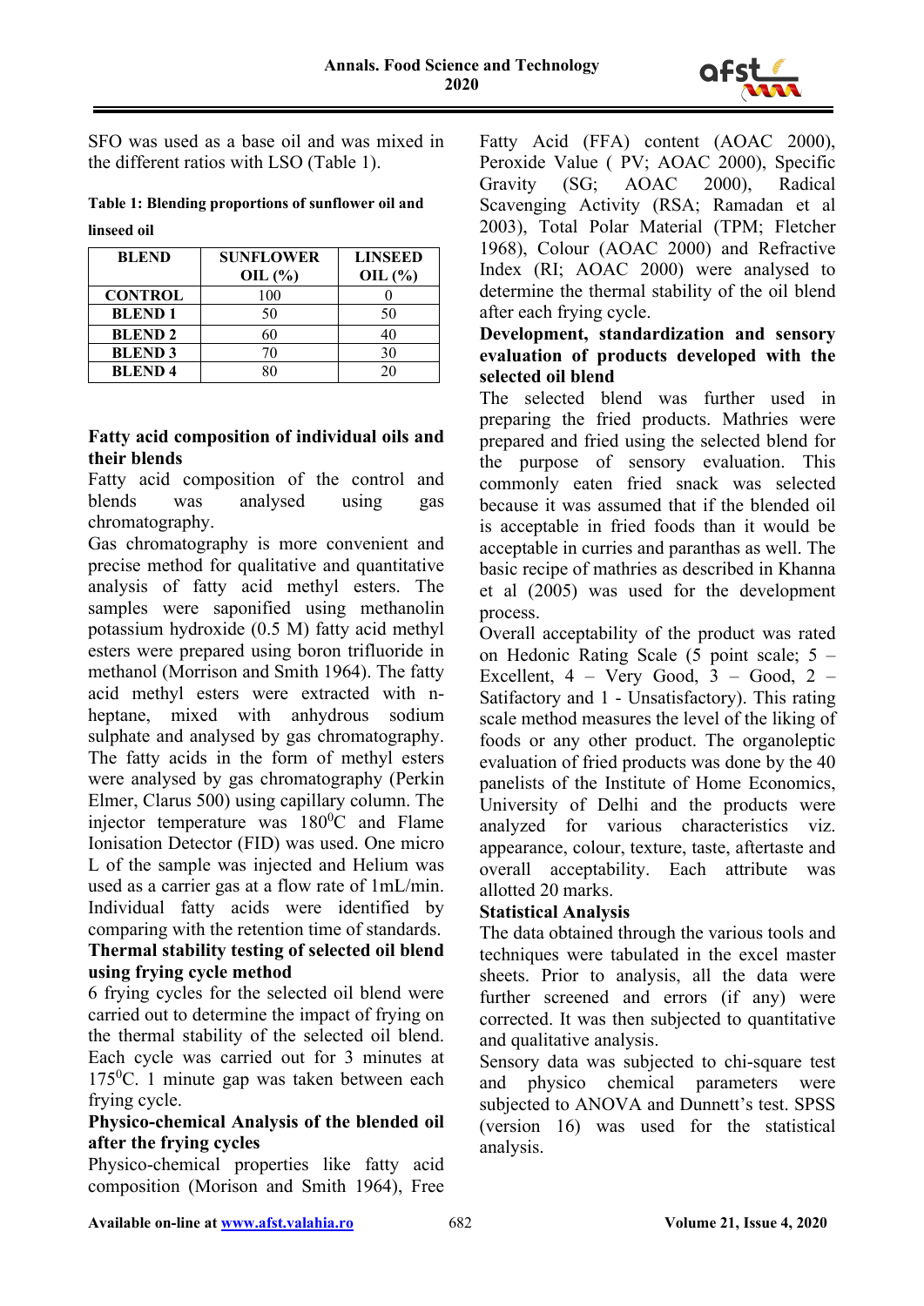SFO was used as a base oil and was mixed in the different ratios with LSO (Table 1).

**Table 1: Blending proportions of sunflower oil and linseed oil**

| BLEND | SUNFLOWER OIL (%) | LINSEED OIL (%) |
|---|---|---|
| CONTROL | 100 | 0 |
| BLEND 1 | 50 | 50 |
| BLEND 2 | 60 | 40 |
| BLEND 3 | 70 | 30 |
| BLEND 4 | 80 | 20 |

**Fatty acid composition of individual oils and their blends**

Fatty acid composition of the control and blends was analysed using gas chromatography.

Gas chromatography is more convenient and precise method for qualitative and quantitative analysis of fatty acid methyl esters. The samples were saponified using methanolin potassium hydroxide (0.5 M) fatty acid methyl esters were prepared using boron trifluoride in methanol (Morrison and Smith 1964). The fatty acid methyl esters were extracted with n-heptane, mixed with anhydrous sodium sulphate and analysed by gas chromatography. The fatty acids in the form of methyl esters were analysed by gas chromatography (Perkin Elmer, Clarus 500) using capillary column. The injector temperature was $180^0$C and Flame Ionisation Detector (FID) was used. One micro L of the sample was injected and Helium was used as a carrier gas at a flow rate of 1mL/min. Individual fatty acids were identified by comparing with the retention time of standards.

**Thermal stability testing of selected oil blend using frying cycle method**

6 frying cycles for the selected oil blend were carried out to determine the impact of frying on the thermal stability of the selected oil blend. Each cycle was carried out for 3 minutes at $175^0$C. 1 minute gap was taken between each frying cycle.

**Physico-chemical Analysis of the blended oil after the frying cycles**

Physico-chemical properties like fatty acid composition (Morison and Smith 1964), Free Fatty Acid (FFA) content (AOAC 2000), Peroxide Value ( PV; AOAC 2000), Specific Gravity (SG; AOAC 2000), Radical Scavenging Activity (RSA; Ramadan et al 2003), Total Polar Material (TPM; Fletcher 1968), Colour (AOAC 2000) and Refractive Index (RI; AOAC 2000) were analysed to determine the thermal stability of the oil blend after each frying cycle.

**Development, standardization and sensory evaluation of products developed with the selected oil blend**

The selected blend was further used in preparing the fried products. Mathries were prepared and fried using the selected blend for the purpose of sensory evaluation. This commonly eaten fried snack was selected because it was assumed that if the blended oil is acceptable in fried foods than it would be acceptable in curries and paranthas as well. The basic recipe of mathries as described in Khanna et al (2005) was used for the development process.

Overall acceptability of the product was rated on Hedonic Rating Scale (5 point scale; 5 – Excellent, 4 – Very Good, 3 – Good, 2 – Satifactory and 1 - Unsatisfactory). This rating scale method measures the level of the liking of foods or any other product. The organoleptic evaluation of fried products was done by the 40 panelists of the Institute of Home Economics, University of Delhi and the products were analyzed for various characteristics viz. appearance, colour, texture, taste, aftertaste and overall acceptability. Each attribute was allotted 20 marks.

**Statistical Analysis**

The data obtained through the various tools and techniques were tabulated in the excel master sheets. Prior to analysis, all the data were further screened and errors (if any) were corrected. It was then subjected to quantitative and qualitative analysis.

Sensory data was subjected to chi-square test and physico chemical parameters were subjected to ANOVA and Dunnett's test. SPSS (version 16) was used for the statistical analysis.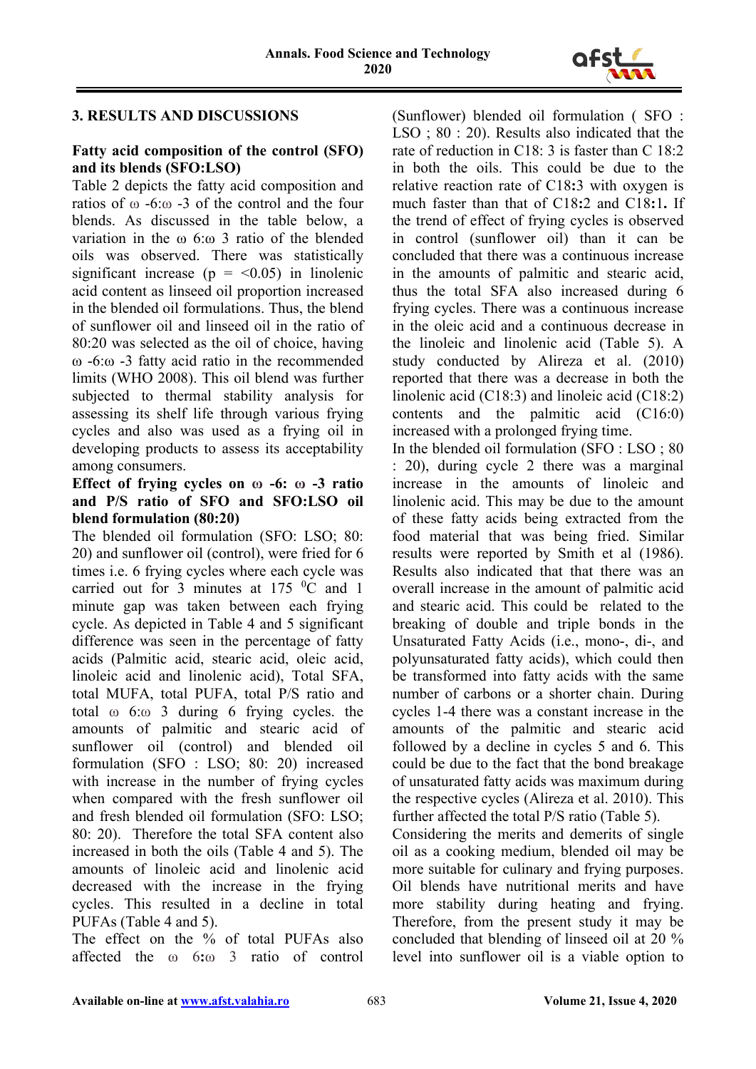## 3. RESULTS AND DISCUSSIONS

### Fatty acid composition of the control (SFO) and its blends (SFO:LSO)

Table 2 depicts the fatty acid composition and ratios of ω -6:ω -3 of the control and the four blends. As discussed in the table below, a variation in the ω 6:ω 3 ratio of the blended oils was observed. There was statistically significant increase ($p = <0.05$) in linolenic acid content as linseed oil proportion increased in the blended oil formulations. Thus, the blend of sunflower oil and linseed oil in the ratio of 80:20 was selected as the oil of choice, having ω -6:ω -3 fatty acid ratio in the recommended limits (WHO 2008). This oil blend was further subjected to thermal stability analysis for assessing its shelf life through various frying cycles and also was used as a frying oil in developing products to assess its acceptability among consumers.

### Effect of frying cycles on ω -6: ω -3 ratio and P/S ratio of SFO and SFO:LSO oil blend formulation (80:20)

The blended oil formulation (SFO: LSO; 80: 20) and sunflower oil (control), were fried for 6 times i.e. 6 frying cycles where each cycle was carried out for 3 minutes at 175 $^0$C and 1 minute gap was taken between each frying cycle. As depicted in Table 4 and 5 significant difference was seen in the percentage of fatty acids (Palmitic acid, stearic acid, oleic acid, linoleic acid and linolenic acid), Total SFA, total MUFA, total PUFA, total P/S ratio and total ω 6:ω 3 during 6 frying cycles. the amounts of palmitic and stearic acid of sunflower oil (control) and blended oil formulation (SFO : LSO; 80: 20) increased with increase in the number of frying cycles when compared with the fresh sunflower oil and fresh blended oil formulation (SFO: LSO; 80: 20). Therefore the total SFA content also increased in both the oils (Table 4 and 5). The amounts of linoleic acid and linolenic acid decreased with the increase in the frying cycles. This resulted in a decline in total PUFAs (Table 4 and 5).

The effect on the % of total PUFAs also affected the ω 6:ω 3 ratio of control (Sunflower) blended oil formulation ( SFO : LSO ; 80 : 20). Results also indicated that the rate of reduction in C18: 3 is faster than C 18:2 in both the oils. This could be due to the relative reaction rate of C18:3 with oxygen is much faster than that of C18:2 and C18:1. If the trend of effect of frying cycles is observed in control (sunflower oil) than it can be concluded that there was a continuous increase in the amounts of palmitic and stearic acid, thus the total SFA also increased during 6 frying cycles. There was a continuous increase in the oleic acid and a continuous decrease in the linoleic and linolenic acid (Table 5). A study conducted by Alireza et al. (2010) reported that there was a decrease in both the linolenic acid (C18:3) and linoleic acid (C18:2) contents and the palmitic acid (C16:0) increased with a prolonged frying time.

In the blended oil formulation (SFO : LSO ; 80 : 20), during cycle 2 there was a marginal increase in the amounts of linoleic and linolenic acid. This may be due to the amount of these fatty acids being extracted from the food material that was being fried. Similar results were reported by Smith et al (1986). Results also indicated that that there was an overall increase in the amount of palmitic acid and stearic acid. This could be related to the breaking of double and triple bonds in the Unsaturated Fatty Acids (i.e., mono-, di-, and polyunsaturated fatty acids), which could then be transformed into fatty acids with the same number of carbons or a shorter chain. During cycles 1-4 there was a constant increase in the amounts of the palmitic and stearic acid followed by a decline in cycles 5 and 6. This could be due to the fact that the bond breakage of unsaturated fatty acids was maximum during the respective cycles (Alireza et al. 2010). This further affected the total P/S ratio (Table 5).

Considering the merits and demerits of single oil as a cooking medium, blended oil may be more suitable for culinary and frying purposes. Oil blends have nutritional merits and have more stability during heating and frying. Therefore, from the present study it may be concluded that blending of linseed oil at 20 % level into sunflower oil is a viable option to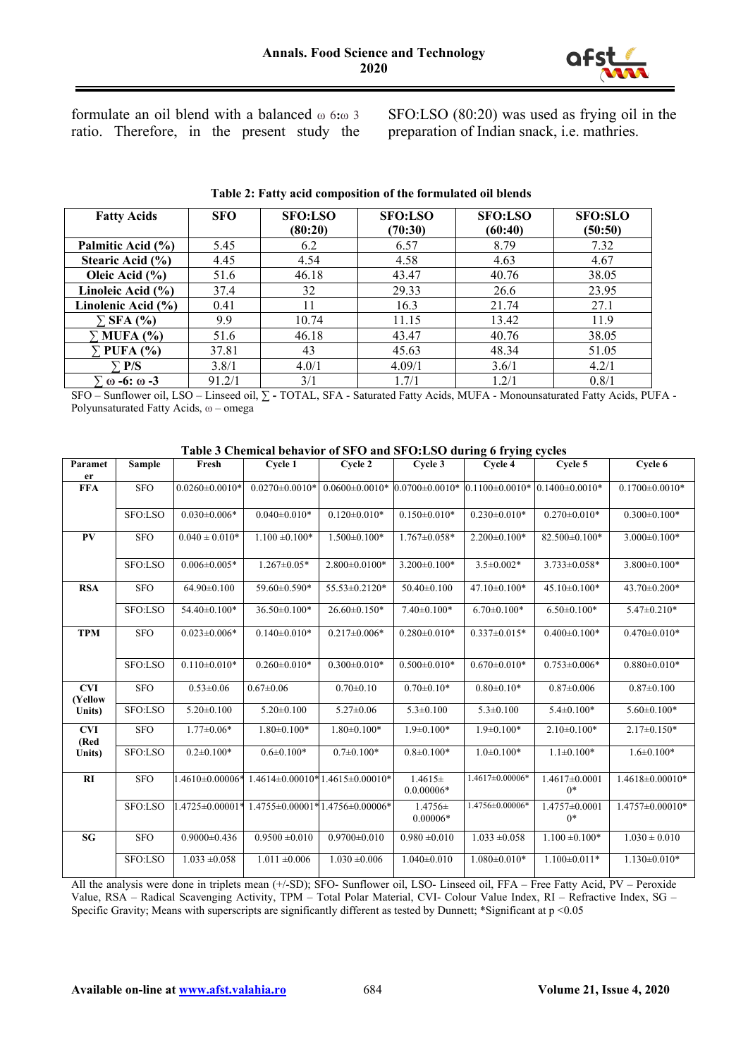formulate an oil blend with a balanced ω 6:ω 3 ratio. Therefore, in the present study the SFO:LSO (80:20) was used as frying oil in the preparation of Indian snack, i.e. mathries.

**Table 2: Fatty acid composition of the formulated oil blends**

| Fatty Acids | SFO | SFO:LSO (80:20) | SFO:LSO (70:30) | SFO:LSO (60:40) | SFO:SLO (50:50) |
|---|---|---|---|---|---|
| Palmitic Acid (%) | 5.45 | 6.2 | 6.57 | 8.79 | 7.32 |
| Stearic Acid (%) | 4.45 | 4.54 | 4.58 | 4.63 | 4.67 |
| Oleic Acid (%) | 51.6 | 46.18 | 43.47 | 40.76 | 38.05 |
| Linoleic Acid (%) | 37.4 | 32 | 29.33 | 26.6 | 23.95 |
| Linolenic Acid (%) | 0.41 | 11 | 16.3 | 21.74 | 27.1 |
| ∑ SFA (%) | 9.9 | 10.74 | 11.15 | 13.42 | 11.9 |
| ∑ MUFA (%) | 51.6 | 46.18 | 43.47 | 40.76 | 38.05 |
| ∑ PUFA (%) | 37.81 | 43 | 45.63 | 48.34 | 51.05 |
| ∑ P/S | 3.8/1 | 4.0/1 | 4.09/1 | 3.6/1 | 4.2/1 |
| ∑ ω -6: ω -3 | 91.2/1 | 3/1 | 1.7/1 | 1.2/1 | 0.8/1 |

SFO – Sunflower oil, LSO – Linseed oil, ∑ - TOTAL, SFA - Saturated Fatty Acids, MUFA - Monounsaturated Fatty Acids, PUFA - Polyunsaturated Fatty Acids, ω – omega

**Table 3 Chemical behavior of SFO and SFO:LSO during 6 frying cycles**

| Parameter | Sample | Fresh | Cycle 1 | Cycle 2 | Cycle 3 | Cycle 4 | Cycle 5 | Cycle 6 |
|---|---|---|---|---|---|---|---|---|
| FFA | SFO | 0.0260±0.0010* | 0.0270±0.0010* | 0.0600±0.0010* | 0.0700±0.0010* | 0.1100±0.0010* | 0.1400±0.0010* | 0.1700±0.0010* |
| | SFO:LSO | 0.030±0.006* | 0.040±0.010* | 0.120±0.010* | 0.150±0.010* | 0.230±0.010* | 0.270±0.010* | 0.300±0.100* |
| PV | SFO | 0.040 ± 0.010* | 1.100 ±0.100* | 1.500±0.100* | 1.767±0.058* | 2.200±0.100* | 82.500±0.100* | 3.000±0.100* |
| | SFO:LSO | 0.006±0.005* | 1.267±0.05* | 2.800±0.0100* | 3.200±0.100* | 3.5±0.002* | 3.733±0.058* | 3.800±0.100* |
| RSA | SFO | 64.90±0.100 | 59.60±0.590* | 55.53±0.2120* | 50.40±0.100 | 47.10±0.100* | 45.10±0.100* | 43.70±0.200* |
| | SFO:LSO | 54.40±0.100* | 36.50±0.100* | 26.60±0.150* | 7.40±0.100* | 6.70±0.100* | 6.50±0.100* | 5.47±0.210* |
| TPM | SFO | 0.023±0.006* | 0.140±0.010* | 0.217±0.006* | 0.280±0.010* | 0.337±0.015* | 0.400±0.100* | 0.470±0.010* |
| | SFO:LSO | 0.110±0.010* | 0.260±0.010* | 0.300±0.010* | 0.500±0.010* | 0.670±0.010* | 0.753±0.006* | 0.880±0.010* |
| CVI (Yellow Units) | SFO | 0.53±0.06 | 0.67±0.06 | 0.70±0.10 | 0.70±0.10* | 0.80±0.10* | 0.87±0.006 | 0.87±0.100 |
| | SFO:LSO | 5.20±0.100 | 5.20±0.100 | 5.27±0.06 | 5.3±0.100 | 5.3±0.100 | 5.4±0.100* | 5.60±0.100* |
| CVI (Red Units) | SFO | 1.77±0.06* | 1.80±0.100* | 1.80±0.100* | 1.9±0.100* | 1.9±0.100* | 2.10±0.100* | 2.17±0.150* |
| | SFO:LSO | 0.2±0.100* | 0.6±0.100* | 0.7±0.100* | 0.8±0.100* | 1.0±0.100* | 1.1±0.100* | 1.6±0.100* |
| RI | SFO | 1.4610±0.00006* | 1.4614±0.00010* | 1.4615±0.00010* | 1.4615± 0.0.00006* | 1.4617±0.00006* | 1.4617±0.00010* | 1.4618±0.00010* |
| | SFO:LSO | 1.4725±0.00001* | 1.4755±0.00001* | 1.4756±0.00006* | 1.4756± 0.00006* | 1.4756±0.00006* | 1.4757±0.00010* | 1.4757±0.00010* |
| SG | SFO | 0.9000±0.436 | 0.9500 ±0.010 | 0.9700±0.010 | 0.980 ±0.010 | 1.033 ±0.058 | 1.100 ±0.100* | 1.030 ± 0.010 |
| | SFO:LSO | 1.033 ±0.058 | 1.011 ±0.006 | 1.030 ±0.006 | 1.040±0.010 | 1.080±0.010* | 1.100±0.011* | 1.130±0.010* |

All the analysis were done in triplets mean (+/-SD); SFO- Sunflower oil, LSO- Linseed oil, FFA – Free Fatty Acid, PV – Peroxide Value, RSA – Radical Scavenging Activity, TPM – Total Polar Material, CVI- Colour Value Index, RI – Refractive Index, SG – Specific Gravity; Means with superscripts are significantly different as tested by Dunnett; *Significant at $p < 0.05$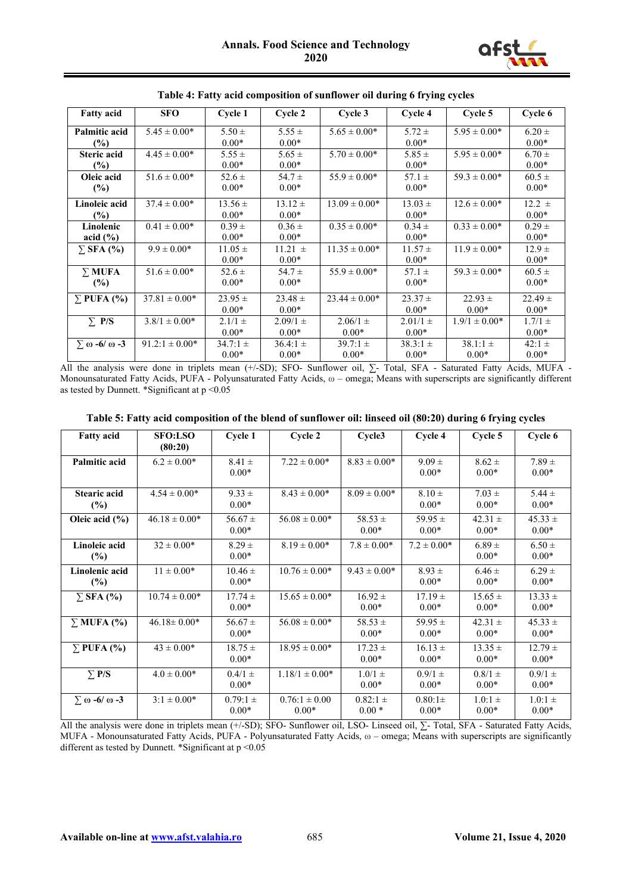**Table 4: Fatty acid composition of sunflower oil during 6 frying cycles**

| Fatty acid | SFO | Cycle 1 | Cycle 2 | Cycle 3 | Cycle 4 | Cycle 5 | Cycle 6 |
|---|---|---|---|---|---|---|---|
| Palmitic acid (%) | 5.45 ± 0.00* | 5.50 ± 0.00* | 5.55 ± 0.00* | 5.65 ± 0.00* | 5.72 ± 0.00* | 5.95 ± 0.00* | 6.20 ± 0.00* |
| Steric acid (%) | 4.45 ± 0.00* | 5.55 ± 0.00* | 5.65 ± 0.00* | 5.70 ± 0.00* | 5.85 ± 0.00* | 5.95 ± 0.00* | 6.70 ± 0.00* |
| Oleic acid (%) | 51.6 ± 0.00* | 52.6 ± 0.00* | 54.7 ± 0.00* | 55.9 ± 0.00* | 57.1 ± 0.00* | 59.3 ± 0.00* | 60.5 ± 0.00* |
| Linoleic acid (%) | 37.4 ± 0.00* | 13.56 ± 0.00* | 13.12 ± 0.00* | 13.09 ± 0.00* | 13.03 ± 0.00* | 12.6 ± 0.00* | 12.2 ± 0.00* |
| Linolenic acid (%) | 0.41 ± 0.00* | 0.39 ± 0.00* | 0.36 ± 0.00* | 0.35 ± 0.00* | 0.34 ± 0.00* | 0.33 ± 0.00* | 0.29 ± 0.00* |
| ∑ SFA (%) | 9.9 ± 0.00* | 11.05 ± 0.00* | 11.21 ± 0.00* | 11.35 ± 0.00* | 11.57 ± 0.00* | 11.9 ± 0.00* | 12.9 ± 0.00* |
| ∑ MUFA (%) | 51.6 ± 0.00* | 52.6 ± 0.00* | 54.7 ± 0.00* | 55.9 ± 0.00* | 57.1 ± 0.00* | 59.3 ± 0.00* | 60.5 ± 0.00* |
| ∑ PUFA (%) | 37.81 ± 0.00* | 23.95 ± 0.00* | 23.48 ± 0.00* | 23.44 ± 0.00* | 23.37 ± 0.00* | 22.93 ± 0.00* | 22.49 ± 0.00* |
| ∑ P/S | 3.8/1 ± 0.00* | 2.1/1 ± 0.00* | 2.09/1 ± 0.00* | 2.06/1 ± 0.00* | 2.01/1 ± 0.00* | 1.9/1 ± 0.00* | 1.7/1 ± 0.00* |
| ∑ ω -6/ ω -3 | 91.2:1 ± 0.00* | 34.7:1 ± 0.00* | 36.4:1 ± 0.00* | 39.7:1 ± 0.00* | 38.3:1 ± 0.00* | 38.1:1 ± 0.00* | 42:1 ± 0.00* |

All the analysis were done in triplets mean (+/-SD); SFO- Sunflower oil, ∑- Total, SFA - Saturated Fatty Acids, MUFA - Monounsaturated Fatty Acids, PUFA - Polyunsaturated Fatty Acids, ω – omega; Means with superscripts are significantly different as tested by Dunnett. *Significant at $p < 0.05$

**Table 5: Fatty acid composition of the blend of sunflower oil: linseed oil (80:20) during 6 frying cycles**

| Fatty acid | SFO:LSO (80:20) | Cycle 1 | Cycle 2 | Cycle3 | Cycle 4 | Cycle 5 | Cycle 6 |
|---|---|---|---|---|---|---|---|
| Palmitic acid | 6.2 ± 0.00* | 8.41 ± 0.00* | 7.22 ± 0.00* | 8.83 ± 0.00* | 9.09 ± 0.00* | 8.62 ± 0.00* | 7.89 ± 0.00* |
| Stearic acid (%) | 4.54 ± 0.00* | 9.33 ± 0.00* | 8.43 ± 0.00* | 8.09 ± 0.00* | 8.10 ± 0.00* | 7.03 ± 0.00* | 5.44 ± 0.00* |
| Oleic acid (%) | 46.18 ± 0.00* | 56.67 ± 0.00* | 56.08 ± 0.00* | 58.53 ± 0.00* | 59.95 ± 0.00* | 42.31 ± 0.00* | 45.33 ± 0.00* |
| Linoleic acid (%) | 32 ± 0.00* | 8.29 ± 0.00* | 8.19 ± 0.00* | 7.8 ± 0.00* | 7.2 ± 0.00* | 6.89 ± 0.00* | 6.50 ± 0.00* |
| Linolenic acid (%) | 11 ± 0.00* | 10.46 ± 0.00* | 10.76 ± 0.00* | 9.43 ± 0.00* | 8.93 ± 0.00* | 6.46 ± 0.00* | 6.29 ± 0.00* |
| ∑ SFA (%) | 10.74 ± 0.00* | 17.74 ± 0.00* | 15.65 ± 0.00* | 16.92 ± 0.00* | 17.19 ± 0.00* | 15.65 ± 0.00* | 13.33 ± 0.00* |
| ∑ MUFA (%) | 46.18± 0.00* | 56.67 ± 0.00* | 56.08 ± 0.00* | 58.53 ± 0.00* | 59.95 ± 0.00* | 42.31 ± 0.00* | 45.33 ± 0.00* |
| ∑ PUFA (%) | 43 ± 0.00* | 18.75 ± 0.00* | 18.95 ± 0.00* | 17.23 ± 0.00* | 16.13 ± 0.00* | 13.35 ± 0.00* | 12.79 ± 0.00* |
| ∑ P/S | 4.0 ± 0.00* | 0.4/1 ± 0.00* | 1.18/1 ± 0.00* | 1.0/1 ± 0.00* | 0.9/1 ± 0.00* | 0.8/1 ± 0.00* | 0.9/1 ± 0.00* |
| ∑ ω -6/ ω -3 | 3:1 ± 0.00* | 0.79:1 ± 0.00* | 0.76:1 ± 0.00 0.00* | 0.82:1 ± 0.00 * | 0.80:1± 0.00* | 1.0:1 ± 0.00* | 1.0:1 ± 0.00* |

All the analysis were done in triplets mean (+/-SD); SFO- Sunflower oil, LSO- Linseed oil, ∑- Total, SFA - Saturated Fatty Acids, MUFA - Monounsaturated Fatty Acids, PUFA - Polyunsaturated Fatty Acids, ω – omega; Means with superscripts are significantly different as tested by Dunnett. *Significant at $p < 0.05$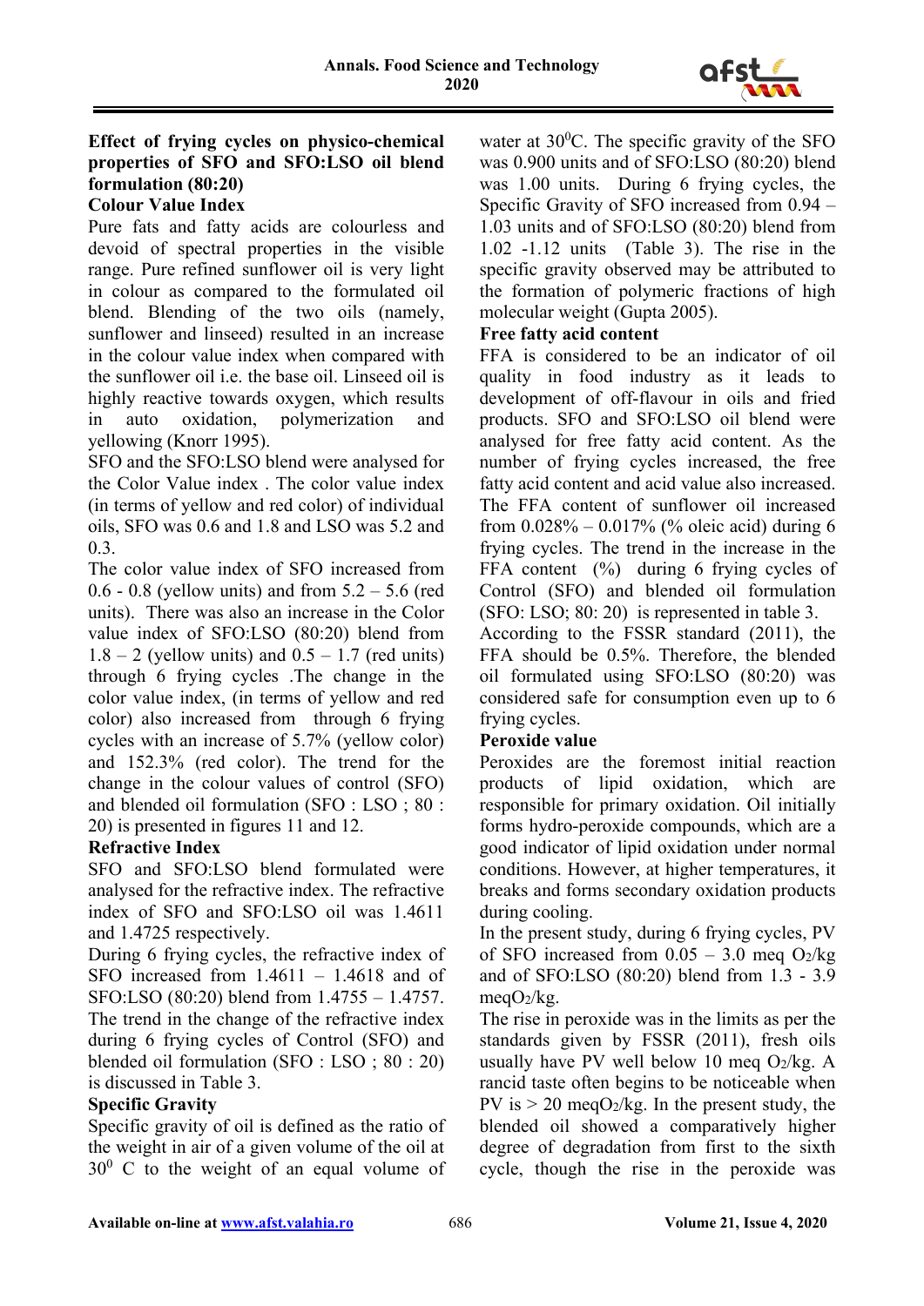**Effect of frying cycles on physico-chemical properties of SFO and SFO:LSO oil blend formulation (80:20)**

**Colour Value Index**

Pure fats and fatty acids are colourless and devoid of spectral properties in the visible range. Pure refined sunflower oil is very light in colour as compared to the formulated oil blend. Blending of the two oils (namely, sunflower and linseed) resulted in an increase in the colour value index when compared with the sunflower oil i.e. the base oil. Linseed oil is highly reactive towards oxygen, which results in auto oxidation, polymerization and yellowing (Knorr 1995).

SFO and the SFO:LSO blend were analysed for the Color Value index . The color value index (in terms of yellow and red color) of individual oils, SFO was 0.6 and 1.8 and LSO was 5.2 and 0.3.

The color value index of SFO increased from 0.6 - 0.8 (yellow units) and from 5.2 – 5.6 (red units). There was also an increase in the Color value index of SFO:LSO (80:20) blend from 1.8 – 2 (yellow units) and 0.5 – 1.7 (red units) through 6 frying cycles .The change in the color value index, (in terms of yellow and red color) also increased from through 6 frying cycles with an increase of 5.7% (yellow color) and 152.3% (red color). The trend for the change in the colour values of control (SFO) and blended oil formulation (SFO : LSO ; 80 : 20) is presented in figures 11 and 12.

**Refractive Index**

SFO and SFO:LSO blend formulated were analysed for the refractive index. The refractive index of SFO and SFO:LSO oil was 1.4611 and 1.4725 respectively.

During 6 frying cycles, the refractive index of SFO increased from 1.4611 – 1.4618 and of SFO:LSO (80:20) blend from 1.4755 – 1.4757. The trend in the change of the refractive index during 6 frying cycles of Control (SFO) and blended oil formulation (SFO : LSO ; 80 : 20) is discussed in Table 3.

**Specific Gravity**

Specific gravity of oil is defined as the ratio of the weight in air of a given volume of the oil at $30^0$ C to the weight of an equal volume of water at $30^0$C. The specific gravity of the SFO was 0.900 units and of SFO:LSO (80:20) blend was 1.00 units. During 6 frying cycles, the Specific Gravity of SFO increased from 0.94 – 1.03 units and of SFO:LSO (80:20) blend from 1.02 -1.12 units (Table 3). The rise in the specific gravity observed may be attributed to the formation of polymeric fractions of high molecular weight (Gupta 2005).

**Free fatty acid content**

FFA is considered to be an indicator of oil quality in food industry as it leads to development of off-flavour in oils and fried products. SFO and SFO:LSO oil blend were analysed for free fatty acid content. As the number of frying cycles increased, the free fatty acid content and acid value also increased. The FFA content of sunflower oil increased from 0.028% – 0.017% (% oleic acid) during 6 frying cycles. The trend in the increase in the FFA content (%) during 6 frying cycles of Control (SFO) and blended oil formulation (SFO: LSO; 80: 20) is represented in table 3.

According to the FSSR standard (2011), the FFA should be 0.5%. Therefore, the blended oil formulated using SFO:LSO (80:20) was considered safe for consumption even up to 6 frying cycles.

**Peroxide value**

Peroxides are the foremost initial reaction products of lipid oxidation, which are responsible for primary oxidation. Oil initially forms hydro-peroxide compounds, which are a good indicator of lipid oxidation under normal conditions. However, at higher temperatures, it breaks and forms secondary oxidation products during cooling.

In the present study, during 6 frying cycles, PV of SFO increased from 0.05 – 3.0 meq $O_2$/kg and of SFO:LSO (80:20) blend from 1.3 - 3.9 meq$O_2$/kg.

The rise in peroxide was in the limits as per the standards given by FSSR (2011), fresh oils usually have PV well below 10 meq $O_2$/kg. A rancid taste often begins to be noticeable when PV is > 20 meq$O_2$/kg. In the present study, the blended oil showed a comparatively higher degree of degradation from first to the sixth cycle, though the rise in the peroxide was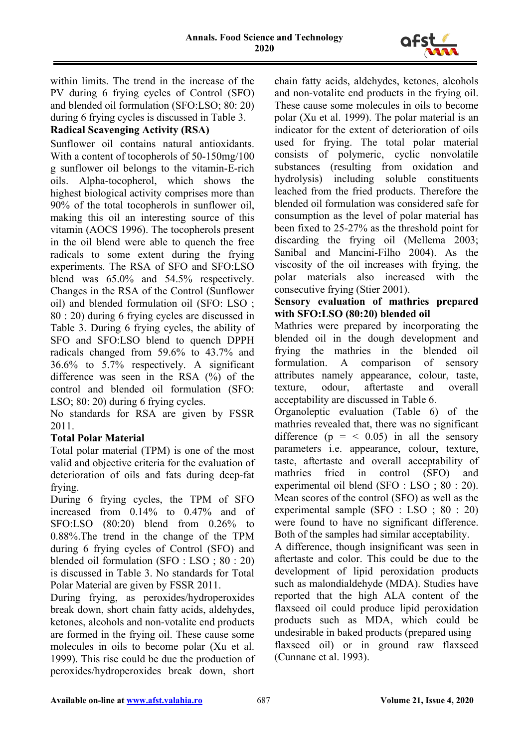within limits. The trend in the increase of the PV during 6 frying cycles of Control (SFO) and blended oil formulation (SFO:LSO; 80: 20) during 6 frying cycles is discussed in Table 3.

**Radical Scavenging Activity (RSA)**

Sunflower oil contains natural antioxidants. With a content of tocopherols of 50-150mg/100 g sunflower oil belongs to the vitamin-E-rich oils. Alpha-tocopherol, which shows the highest biological activity comprises more than 90% of the total tocopherols in sunflower oil, making this oil an interesting source of this vitamin (AOCS 1996). The tocopherols present in the oil blend were able to quench the free radicals to some extent during the frying experiments. The RSA of SFO and SFO:LSO blend was 65.0% and 54.5% respectively. Changes in the RSA of the Control (Sunflower oil) and blended formulation oil (SFO: LSO ; 80 : 20) during 6 frying cycles are discussed in Table 3. During 6 frying cycles, the ability of SFO and SFO:LSO blend to quench DPPH radicals changed from 59.6% to 43.7% and 36.6% to 5.7% respectively. A significant difference was seen in the RSA (%) of the control and blended oil formulation (SFO: LSO; 80: 20) during 6 frying cycles.

No standards for RSA are given by FSSR 2011.

**Total Polar Material**

Total polar material (TPM) is one of the most valid and objective criteria for the evaluation of deterioration of oils and fats during deep-fat frying.

During 6 frying cycles, the TPM of SFO increased from 0.14% to 0.47% and of SFO:LSO (80:20) blend from 0.26% to 0.88%.The trend in the change of the TPM during 6 frying cycles of Control (SFO) and blended oil formulation (SFO : LSO ; 80 : 20) is discussed in Table 3. No standards for Total Polar Material are given by FSSR 2011.

During frying, as peroxides/hydroperoxides break down, short chain fatty acids, aldehydes, ketones, alcohols and non-votalite end products are formed in the frying oil. These cause some molecules in oils to become polar (Xu et al. 1999). This rise could be due the production of peroxides/hydroperoxides break down, short chain fatty acids, aldehydes, ketones, alcohols and non-votalite end products in the frying oil. These cause some molecules in oils to become polar (Xu et al. 1999). The polar material is an indicator for the extent of deterioration of oils used for frying. The total polar material consists of polymeric, cyclic nonvolatile substances (resulting from oxidation and hydrolysis) including soluble constituents leached from the fried products. Therefore the blended oil formulation was considered safe for consumption as the level of polar material has been fixed to 25-27% as the threshold point for discarding the frying oil (Mellema 2003; Sanibal and Mancini-Filho 2004). As the viscosity of the oil increases with frying, the polar materials also increased with the consecutive frying (Stier 2001).

**Sensory evaluation of mathries prepared with SFO:LSO (80:20) blended oil**

Mathries were prepared by incorporating the blended oil in the dough development and frying the mathries in the blended oil formulation. A comparison of sensory attributes namely appearance, colour, taste, texture, odour, aftertaste and overall acceptability are discussed in Table 6.

Organoleptic evaluation (Table 6) of the mathries revealed that, there was no significant difference ($p = < 0.05$) in all the sensory parameters i.e. appearance, colour, texture, taste, aftertaste and overall acceptability of mathries fried in control (SFO) and experimental oil blend (SFO : LSO ; 80 : 20). Mean scores of the control (SFO) as well as the experimental sample (SFO : LSO ; 80 : 20) were found to have no significant difference. Both of the samples had similar acceptability.

A difference, though insignificant was seen in aftertaste and color. This could be due to the development of lipid peroxidation products such as malondialdehyde (MDA). Studies have reported that the high ALA content of the flaxseed oil could produce lipid peroxidation products such as MDA, which could be undesirable in baked products (prepared using flaxseed oil) or in ground raw flaxseed (Cunnane et al. 1993).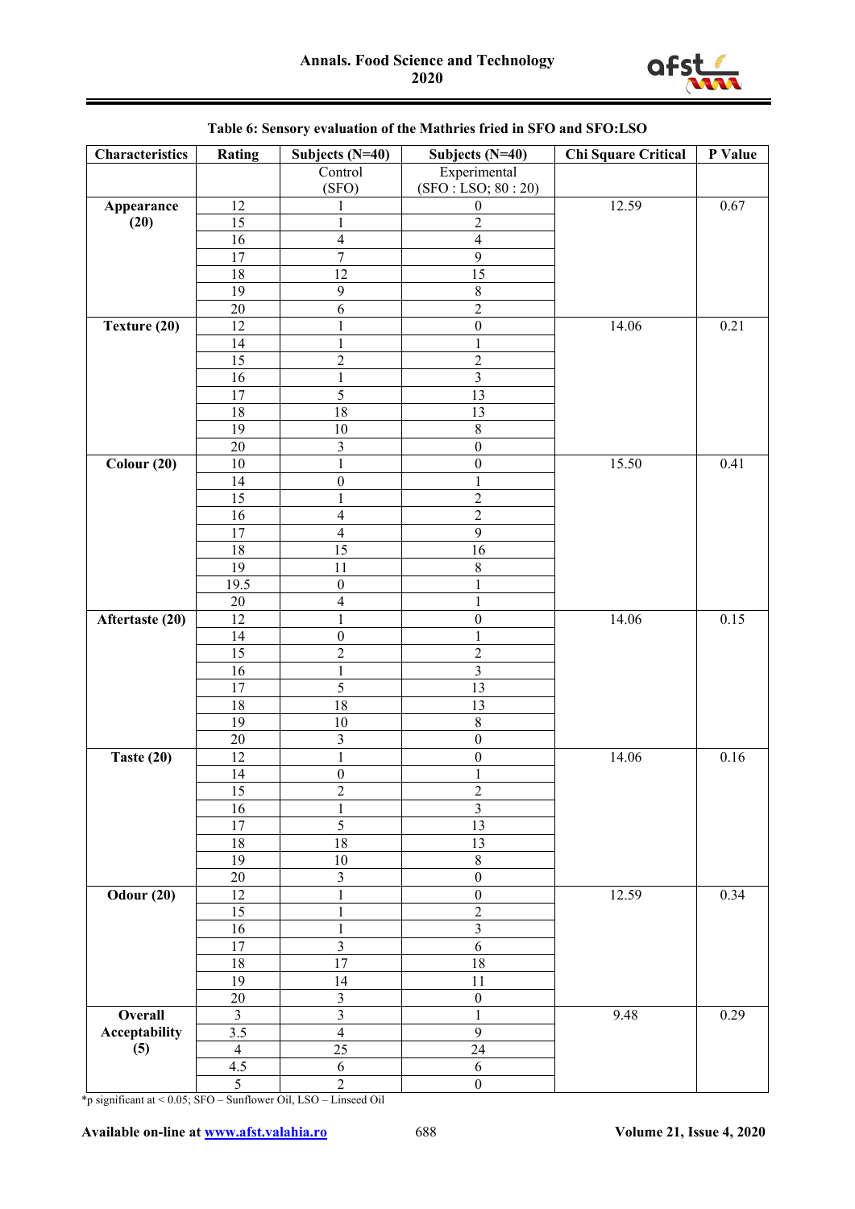**Table 6: Sensory evaluation of the Mathries fried in SFO and SFO:LSO**

| Characteristics | Rating | Subjects (N=40) | Subjects (N=40) | Chi Square Critical | P Value |
|---|---|---|---|---|---|
| | | Control (SFO) | Experimental (SFO : LSO; 80 : 20) | | |
| **Appearance (20)** | 12 | 1 | 0 | 12.59 | 0.67 |
| | 15 | 1 | 2 | | |
| | 16 | 4 | 4 | | |
| | 17 | 7 | 9 | | |
| | 18 | 12 | 15 | | |
| | 19 | 9 | 8 | | |
| | 20 | 6 | 2 | | |
| **Texture (20)** | 12 | 1 | 0 | 14.06 | 0.21 |
| | 14 | 1 | 1 | | |
| | 15 | 2 | 2 | | |
| | 16 | 1 | 3 | | |
| | 17 | 5 | 13 | | |
| | 18 | 18 | 13 | | |
| | 19 | 10 | 8 | | |
| | 20 | 3 | 0 | | |
| **Colour (20)** | 10 | 1 | 0 | 15.50 | 0.41 |
| | 14 | 0 | 1 | | |
| | 15 | 1 | 2 | | |
| | 16 | 4 | 2 | | |
| | 17 | 4 | 9 | | |
| | 18 | 15 | 16 | | |
| | 19 | 11 | 8 | | |
| | 19.5 | 0 | 1 | | |
| | 20 | 4 | 1 | | |
| **Aftertaste (20)** | 12 | 1 | 0 | 14.06 | 0.15 |
| | 14 | 0 | 1 | | |
| | 15 | 2 | 2 | | |
| | 16 | 1 | 3 | | |
| | 17 | 5 | 13 | | |
| | 18 | 18 | 13 | | |
| | 19 | 10 | 8 | | |
| | 20 | 3 | 0 | | |
| **Taste (20)** | 12 | 1 | 0 | 14.06 | 0.16 |
| | 14 | 0 | 1 | | |
| | 15 | 2 | 2 | | |
| | 16 | 1 | 3 | | |
| | 17 | 5 | 13 | | |
| | 18 | 18 | 13 | | |
| | 19 | 10 | 8 | | |
| | 20 | 3 | 0 | | |
| **Odour (20)** | 12 | 1 | 0 | 12.59 | 0.34 |
| | 15 | 1 | 2 | | |
| | 16 | 1 | 3 | | |
| | 17 | 3 | 6 | | |
| | 18 | 17 | 18 | | |
| | 19 | 14 | 11 | | |
| | 20 | 3 | 0 | | |
| **Overall Acceptability (5)** | 3 | 3 | 1 | 9.48 | 0.29 |
| | 3.5 | 4 | 9 | | |
| | 4 | 25 | 24 | | |
| | 4.5 | 6 | 6 | | |
| | 5 | 2 | 0 | | |

*p significant at < 0.05; SFO – Sunflower Oil, LSO – Linseed Oil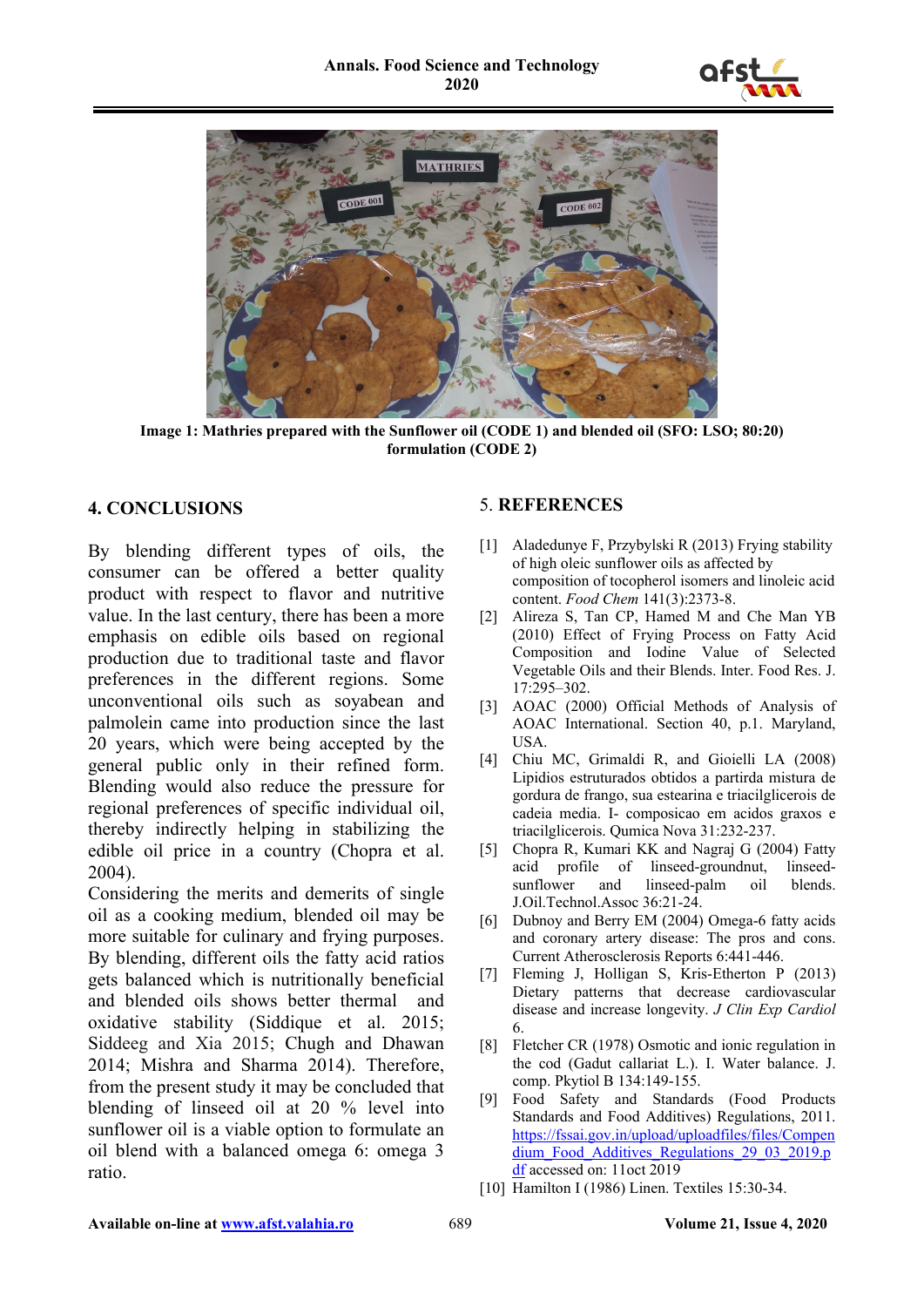Image 1: Mathries prepared with the Sunflower oil (CODE 1) and blended oil (SFO: LSO; 80:20) formulation (CODE 2)

## 4. CONCLUSIONS

By blending different types of oils, the consumer can be offered a better quality product with respect to flavor and nutritive value. In the last century, there has been a more emphasis on edible oils based on regional production due to traditional taste and flavor preferences in the different regions. Some unconventional oils such as soyabean and palmolein came into production since the last 20 years, which were being accepted by the general public only in their refined form. Blending would also reduce the pressure for regional preferences of specific individual oil, thereby indirectly helping in stabilizing the edible oil price in a country (Chopra et al. 2004).

Considering the merits and demerits of single oil as a cooking medium, blended oil may be more suitable for culinary and frying purposes. By blending, different oils the fatty acid ratios gets balanced which is nutritionally beneficial and blended oils shows better thermal and oxidative stability (Siddique et al. 2015; Siddeeg and Xia 2015; Chugh and Dhawan 2014; Mishra and Sharma 2014). Therefore, from the present study it may be concluded that blending of linseed oil at 20 % level into sunflower oil is a viable option to formulate an oil blend with a balanced omega 6: omega 3 ratio.

## 5. REFERENCES

[1] Aladedunye F, Przybylski R (2013) Frying stability of high oleic sunflower oils as affected by composition of tocopherol isomers and linoleic acid content. *Food Chem* 141(3):2373-8.

[2] Alireza S, Tan CP, Hamed M and Che Man YB (2010) Effect of Frying Process on Fatty Acid Composition and Iodine Value of Selected Vegetable Oils and their Blends. Inter. Food Res. J. 17:295–302.

[3] AOAC (2000) Official Methods of Analysis of AOAC International. Section 40, p.1. Maryland, USA.

[4] Chiu MC, Grimaldi R, and Gioielli LA (2008) Lipidios estruturados obtidos a partirda mistura de gordura de frango, sua estearina e triacilglicerois de cadeia media. I- composicao em acidos graxos e triacilglicerois. Qumica Nova 31:232-237.

[5] Chopra R, Kumari KK and Nagraj G (2004) Fatty acid profile of linseed-groundnut, linseed-sunflower and linseed-palm oil blends. J.Oil.Technol.Assoc 36:21-24.

[6] Dubnoy and Berry EM (2004) Omega-6 fatty acids and coronary artery disease: The pros and cons. Current Atherosclerosis Reports 6:441-446.

[7] Fleming J, Holligan S, Kris-Etherton P (2013) Dietary patterns that decrease cardiovascular disease and increase longevity. *J Clin Exp Cardiol* 6.

[8] Fletcher CR (1978) Osmotic and ionic regulation in the cod (Gadut callariat L.). I. Water balance. J. comp. Pkytiol B 134:149-155.

[9] Food Safety and Standards (Food Products Standards and Food Additives) Regulations, 2011. https://fssai.gov.in/upload/uploadfiles/files/Compendium_Food_Additives_Regulations_29_03_2019.pdf accessed on: 11oct 2019

[10] Hamilton I (1986) Linen. Textiles 15:30-34.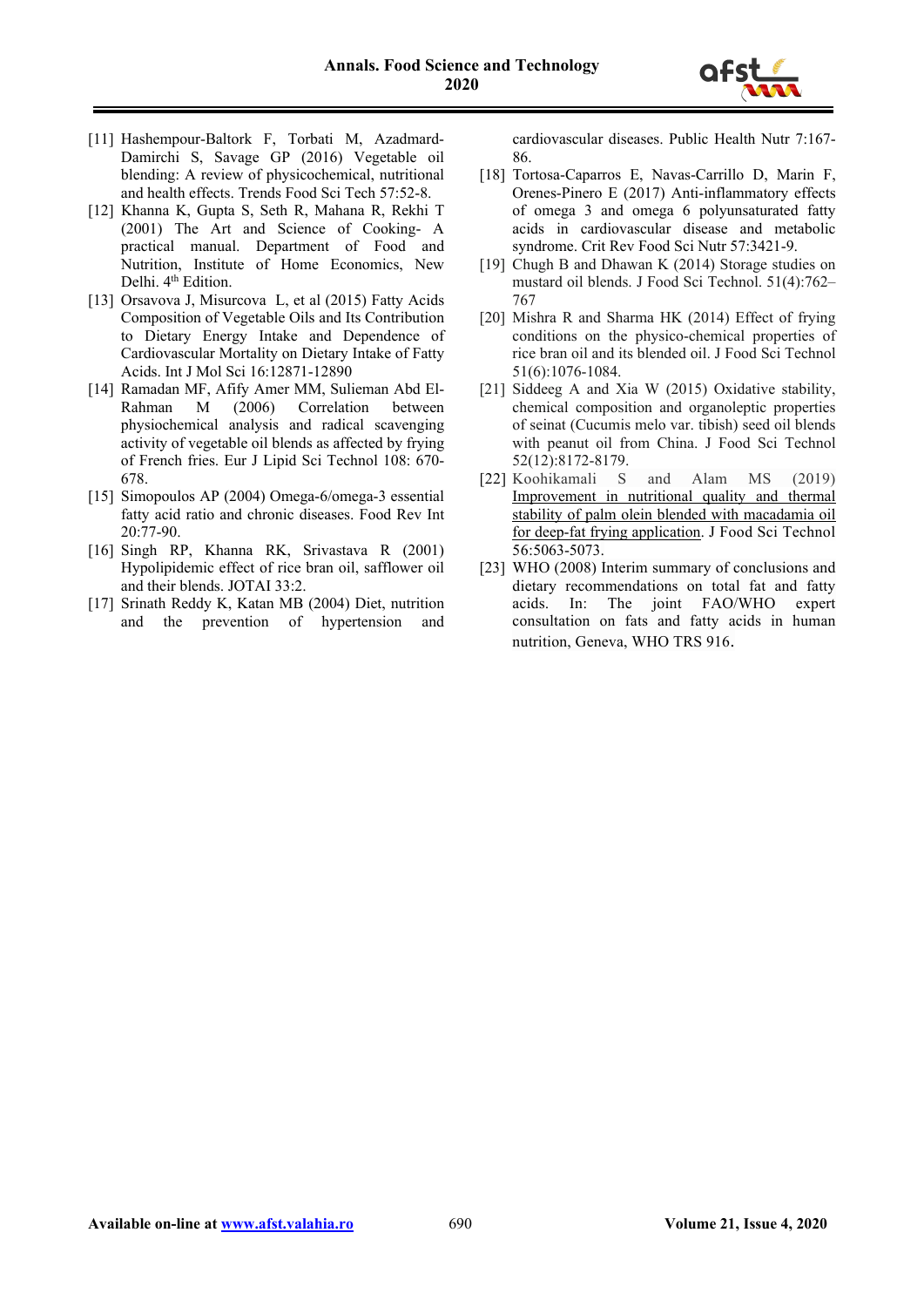[11] Hashempour-Baltork F, Torbati M, Azadmard-Damirchi S, Savage GP (2016) Vegetable oil blending: A review of physicochemical, nutritional and health effects. Trends Food Sci Tech 57:52-8.

[12] Khanna K, Gupta S, Seth R, Mahana R, Rekhi T (2001) The Art and Science of Cooking- A practical manual. Department of Food and Nutrition, Institute of Home Economics, New Delhi. 4th Edition.

[13] Orsavova J, Misurcova L, et al (2015) Fatty Acids Composition of Vegetable Oils and Its Contribution to Dietary Energy Intake and Dependence of Cardiovascular Mortality on Dietary Intake of Fatty Acids. Int J Mol Sci 16:12871-12890

[14] Ramadan MF, Afify Amer MM, Sulieman Abd El-Rahman M (2006) Correlation between physiochemical analysis and radical scavenging activity of vegetable oil blends as affected by frying of French fries. Eur J Lipid Sci Technol 108: 670-678.

[15] Simopoulos AP (2004) Omega-6/omega-3 essential fatty acid ratio and chronic diseases. Food Rev Int 20:77-90.

[16] Singh RP, Khanna RK, Srivastava R (2001) Hypolipidemic effect of rice bran oil, safflower oil and their blends. JOTAI 33:2.

[17] Srinath Reddy K, Katan MB (2004) Diet, nutrition and the prevention of hypertension and cardiovascular diseases. Public Health Nutr 7:167-86.

[18] Tortosa-Caparros E, Navas-Carrillo D, Marin F, Orenes-Pinero E (2017) Anti-inflammatory effects of omega 3 and omega 6 polyunsaturated fatty acids in cardiovascular disease and metabolic syndrome. Crit Rev Food Sci Nutr 57:3421-9.

[19] Chugh B and Dhawan K (2014) Storage studies on mustard oil blends. J Food Sci Technol. 51(4):762–767

[20] Mishra R and Sharma HK (2014) Effect of frying conditions on the physico-chemical properties of rice bran oil and its blended oil. J Food Sci Technol 51(6):1076-1084.

[21] Siddeeg A and Xia W (2015) Oxidative stability, chemical composition and organoleptic properties of seinat (Cucumis melo var. tibish) seed oil blends with peanut oil from China. J Food Sci Technol 52(12):8172-8179.

[22] Koohikamali S and Alam MS (2019) Improvement in nutritional quality and thermal stability of palm olein blended with macadamia oil for deep-fat frying application. J Food Sci Technol 56:5063-5073.

[23] WHO (2008) Interim summary of conclusions and dietary recommendations on total fat and fatty acids. In: The joint FAO/WHO expert consultation on fats and fatty acids in human nutrition, Geneva, WHO TRS 916.